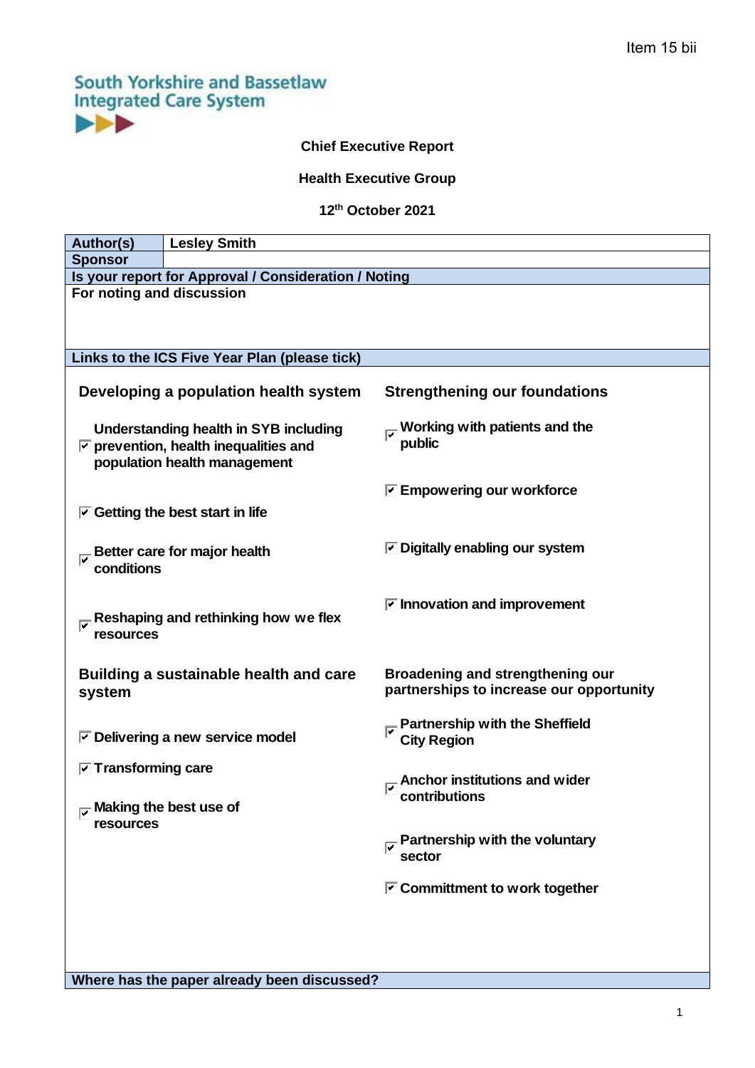Item 15 bii

South Yorkshire and Bassetlaw Integrated Care System

**Chief Executive Report**

**Health Executive Group**

**12th October 2021**

| **Author(s)** | **Lesley Smith** |
|---|---|
| **Sponsor** | |
| **Is your report for Approval / Consideration / Noting** | |
| **For noting and discussion** | |

**Links to the ICS Five Year Plan (please tick)**

**Developing a population health system**

- ☑ Understanding health in SYB including prevention, health inequalities and population health management
- ☑ Getting the best start in life
- ☑ Better care for major health conditions
- ☑ Reshaping and rethinking how we flex resources

**Strengthening our foundations**

- ☑ Working with patients and the public
- ☑ Empowering our workforce
- ☑ Digitally enabling our system
- ☑ Innovation and improvement

**Building a sustainable health and care system**

- ☑ Delivering a new service model
- ☑ Transforming care
- ☑ Making the best use of resources

**Broadening and strengthening our partnerships to increase our opportunity**

- ☑ Partnership with the Sheffield City Region
- ☑ Anchor institutions and wider contributions
- ☑ Partnership with the voluntary sector
- ☑ Committment to work together

**Where has the paper already been discussed?**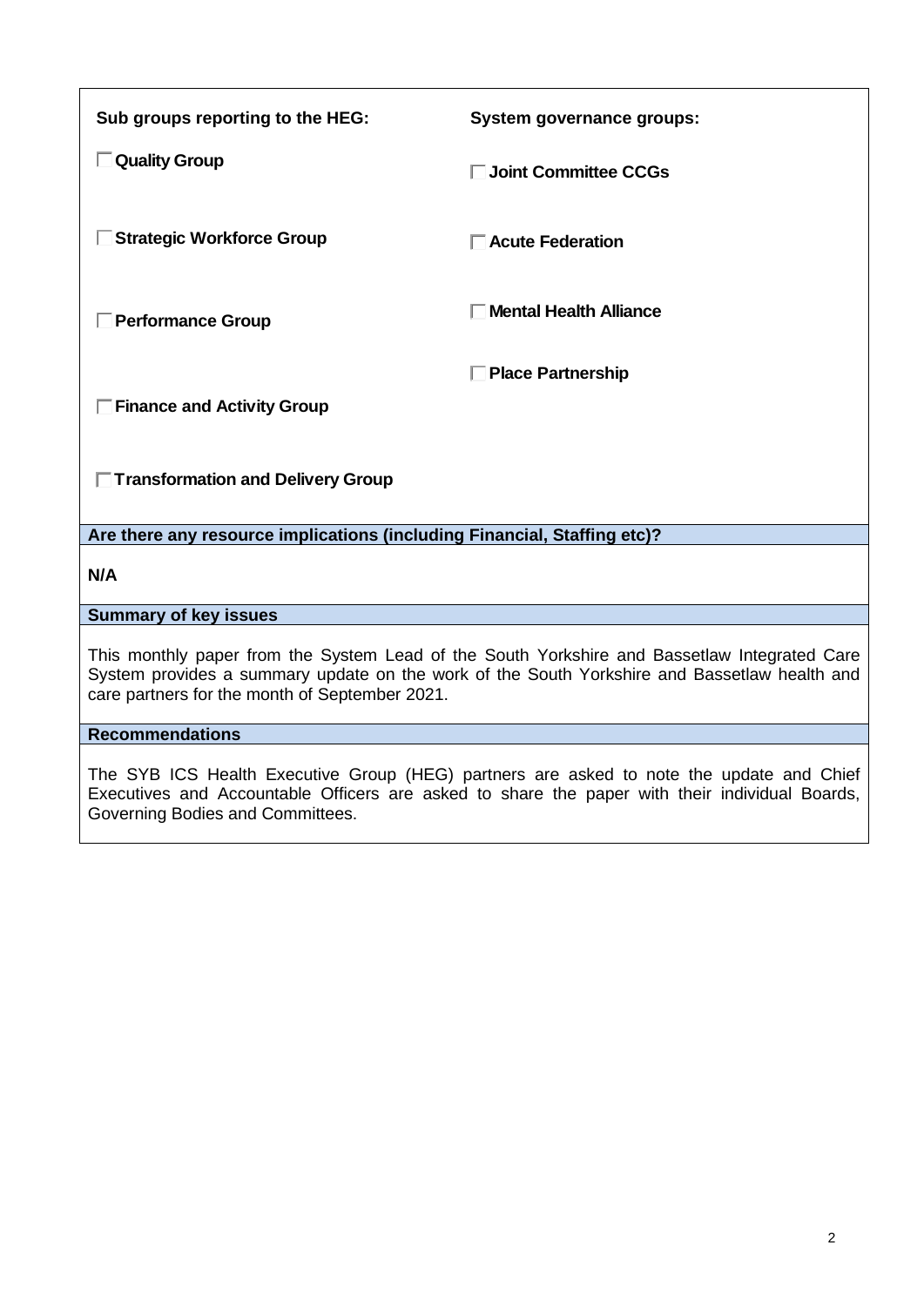| Sub groups reporting to the HEG: | System governance groups: |
|---|---|
| ☐ **Quality Group** | ☐ **Joint Committee CCGs** |
| ☐ **Strategic Workforce Group** | ☐ **Acute Federation** |
| ☐ **Performance Group** | ☐ **Mental Health Alliance** |
| ☐ **Finance and Activity Group** | ☐ **Place Partnership** |
| ☐ **Transformation and Delivery Group** | |

**Are there any resource implications (including Financial, Staffing etc)?**

**N/A**

**Summary of key issues**

This monthly paper from the System Lead of the South Yorkshire and Bassetlaw Integrated Care System provides a summary update on the work of the South Yorkshire and Bassetlaw health and care partners for the month of September 2021.

**Recommendations**

The SYB ICS Health Executive Group (HEG) partners are asked to note the update and Chief Executives and Accountable Officers are asked to share the paper with their individual Boards, Governing Bodies and Committees.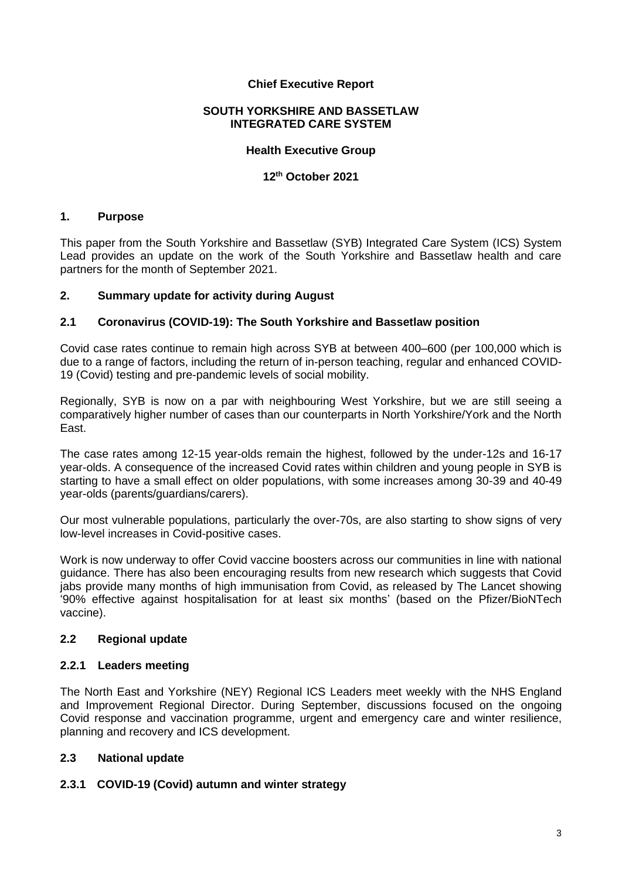**Chief Executive Report**

**SOUTH YORKSHIRE AND BASSETLAW INTEGRATED CARE SYSTEM**

**Health Executive Group**

**12th October 2021**

## 1. Purpose

This paper from the South Yorkshire and Bassetlaw (SYB) Integrated Care System (ICS) System Lead provides an update on the work of the South Yorkshire and Bassetlaw health and care partners for the month of September 2021.

## 2. Summary update for activity during August

### 2.1 Coronavirus (COVID-19): The South Yorkshire and Bassetlaw position

Covid case rates continue to remain high across SYB at between 400–600 (per 100,000 which is due to a range of factors, including the return of in-person teaching, regular and enhanced COVID-19 (Covid) testing and pre-pandemic levels of social mobility.

Regionally, SYB is now on a par with neighbouring West Yorkshire, but we are still seeing a comparatively higher number of cases than our counterparts in North Yorkshire/York and the North East.

The case rates among 12-15 year-olds remain the highest, followed by the under-12s and 16-17 year-olds. A consequence of the increased Covid rates within children and young people in SYB is starting to have a small effect on older populations, with some increases among 30-39 and 40-49 year-olds (parents/guardians/carers).

Our most vulnerable populations, particularly the over-70s, are also starting to show signs of very low-level increases in Covid-positive cases.

Work is now underway to offer Covid vaccine boosters across our communities in line with national guidance. There has also been encouraging results from new research which suggests that Covid jabs provide many months of high immunisation from Covid, as released by The Lancet showing '90% effective against hospitalisation for at least six months' (based on the Pfizer/BioNTech vaccine).

### 2.2 Regional update

#### 2.2.1 Leaders meeting

The North East and Yorkshire (NEY) Regional ICS Leaders meet weekly with the NHS England and Improvement Regional Director. During September, discussions focused on the ongoing Covid response and vaccination programme, urgent and emergency care and winter resilience, planning and recovery and ICS development.

### 2.3 National update

#### 2.3.1 COVID-19 (Covid) autumn and winter strategy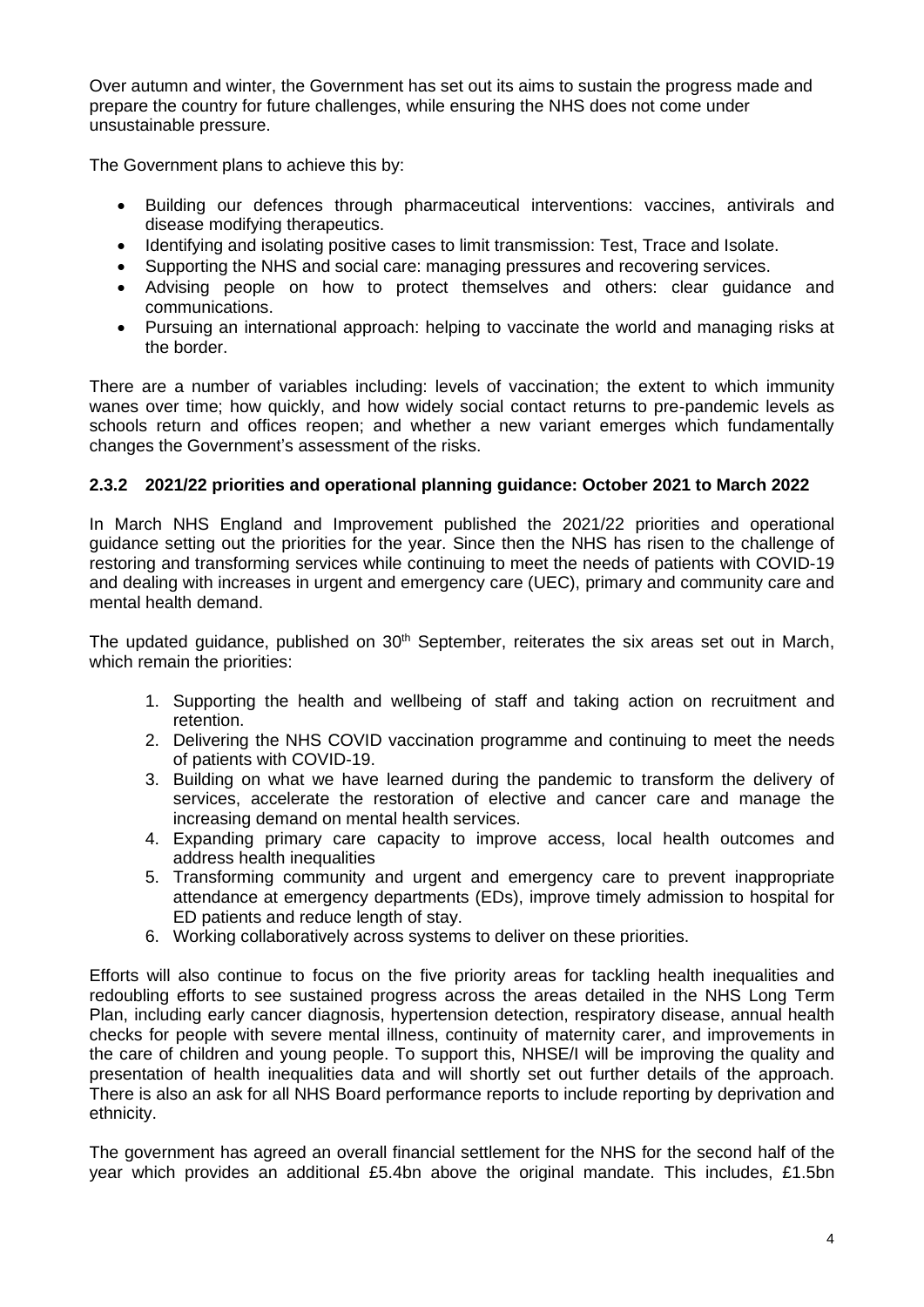Over autumn and winter, the Government has set out its aims to sustain the progress made and prepare the country for future challenges, while ensuring the NHS does not come under unsustainable pressure.

The Government plans to achieve this by:

- Building our defences through pharmaceutical interventions: vaccines, antivirals and disease modifying therapeutics.
- Identifying and isolating positive cases to limit transmission: Test, Trace and Isolate.
- Supporting the NHS and social care: managing pressures and recovering services.
- Advising people on how to protect themselves and others: clear guidance and communications.
- Pursuing an international approach: helping to vaccinate the world and managing risks at the border.

There are a number of variables including: levels of vaccination; the extent to which immunity wanes over time; how quickly, and how widely social contact returns to pre-pandemic levels as schools return and offices reopen; and whether a new variant emerges which fundamentally changes the Government's assessment of the risks.

### 2.3.2 2021/22 priorities and operational planning guidance: October 2021 to March 2022

In March NHS England and Improvement published the 2021/22 priorities and operational guidance setting out the priorities for the year. Since then the NHS has risen to the challenge of restoring and transforming services while continuing to meet the needs of patients with COVID-19 and dealing with increases in urgent and emergency care (UEC), primary and community care and mental health demand.

The updated guidance, published on 30th September, reiterates the six areas set out in March, which remain the priorities:

1. Supporting the health and wellbeing of staff and taking action on recruitment and retention.
2. Delivering the NHS COVID vaccination programme and continuing to meet the needs of patients with COVID-19.
3. Building on what we have learned during the pandemic to transform the delivery of services, accelerate the restoration of elective and cancer care and manage the increasing demand on mental health services.
4. Expanding primary care capacity to improve access, local health outcomes and address health inequalities
5. Transforming community and urgent and emergency care to prevent inappropriate attendance at emergency departments (EDs), improve timely admission to hospital for ED patients and reduce length of stay.
6. Working collaboratively across systems to deliver on these priorities.

Efforts will also continue to focus on the five priority areas for tackling health inequalities and redoubling efforts to see sustained progress across the areas detailed in the NHS Long Term Plan, including early cancer diagnosis, hypertension detection, respiratory disease, annual health checks for people with severe mental illness, continuity of maternity carer, and improvements in the care of children and young people. To support this, NHSE/I will be improving the quality and presentation of health inequalities data and will shortly set out further details of the approach. There is also an ask for all NHS Board performance reports to include reporting by deprivation and ethnicity.

The government has agreed an overall financial settlement for the NHS for the second half of the year which provides an additional £5.4bn above the original mandate. This includes, £1.5bn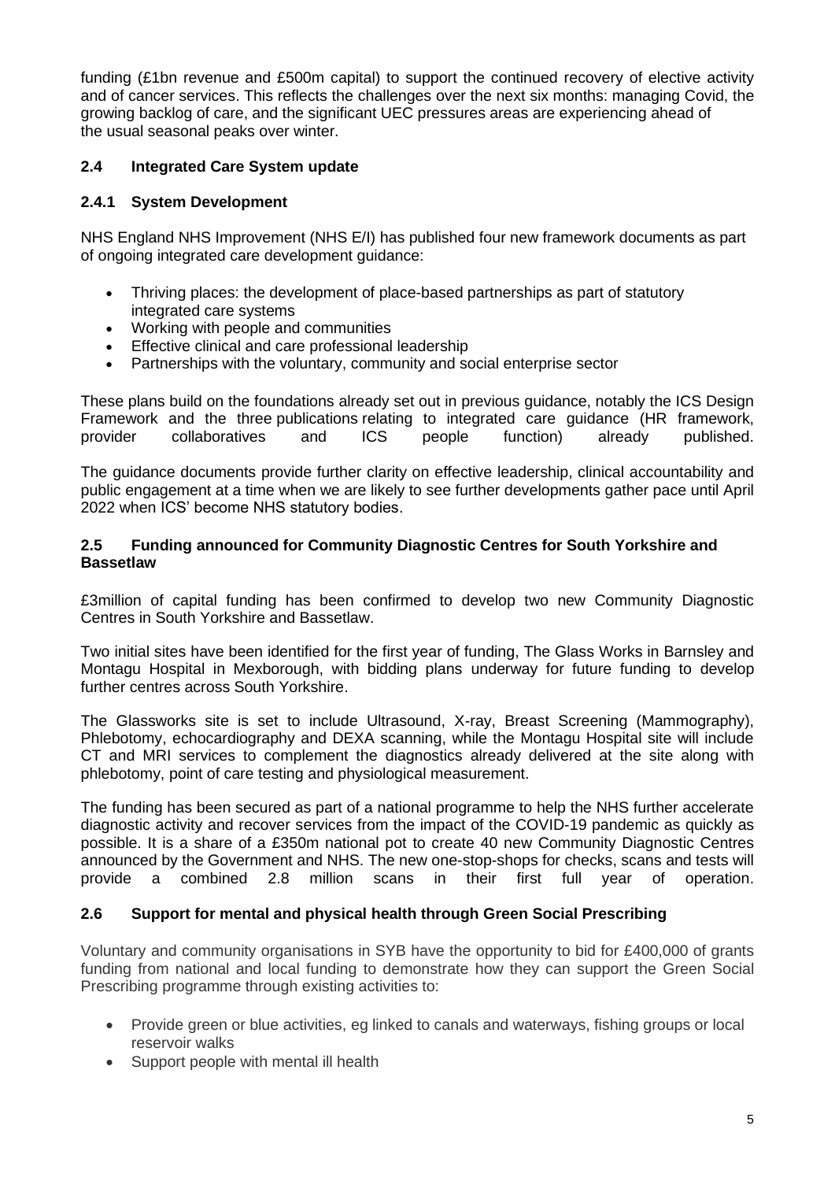funding (£1bn revenue and £500m capital) to support the continued recovery of elective activity and of cancer services. This reflects the challenges over the next six months: managing Covid, the growing backlog of care, and the significant UEC pressures areas are experiencing ahead of the usual seasonal peaks over winter.

### 2.4 Integrated Care System update

#### 2.4.1 System Development

NHS England NHS Improvement (NHS E/I) has published four new framework documents as part of ongoing integrated care development guidance:

- Thriving places: the development of place-based partnerships as part of statutory integrated care systems
- Working with people and communities
- Effective clinical and care professional leadership
- Partnerships with the voluntary, community and social enterprise sector

These plans build on the foundations already set out in previous guidance, notably the ICS Design Framework and the three publications relating to integrated care guidance (HR framework, provider collaboratives and ICS people function) already published.

The guidance documents provide further clarity on effective leadership, clinical accountability and public engagement at a time when we are likely to see further developments gather pace until April 2022 when ICS' become NHS statutory bodies.

### 2.5 Funding announced for Community Diagnostic Centres for South Yorkshire and Bassetlaw

£3million of capital funding has been confirmed to develop two new Community Diagnostic Centres in South Yorkshire and Bassetlaw.

Two initial sites have been identified for the first year of funding, The Glass Works in Barnsley and Montagu Hospital in Mexborough, with bidding plans underway for future funding to develop further centres across South Yorkshire.

The Glassworks site is set to include Ultrasound, X-ray, Breast Screening (Mammography), Phlebotomy, echocardiography and DEXA scanning, while the Montagu Hospital site will include CT and MRI services to complement the diagnostics already delivered at the site along with phlebotomy, point of care testing and physiological measurement.

The funding has been secured as part of a national programme to help the NHS further accelerate diagnostic activity and recover services from the impact of the COVID-19 pandemic as quickly as possible. It is a share of a £350m national pot to create 40 new Community Diagnostic Centres announced by the Government and NHS. The new one-stop-shops for checks, scans and tests will provide a combined 2.8 million scans in their first full year of operation.

### 2.6 Support for mental and physical health through Green Social Prescribing

Voluntary and community organisations in SYB have the opportunity to bid for £400,000 of grants funding from national and local funding to demonstrate how they can support the Green Social Prescribing programme through existing activities to:

- Provide green or blue activities, eg linked to canals and waterways, fishing groups or local reservoir walks
- Support people with mental ill health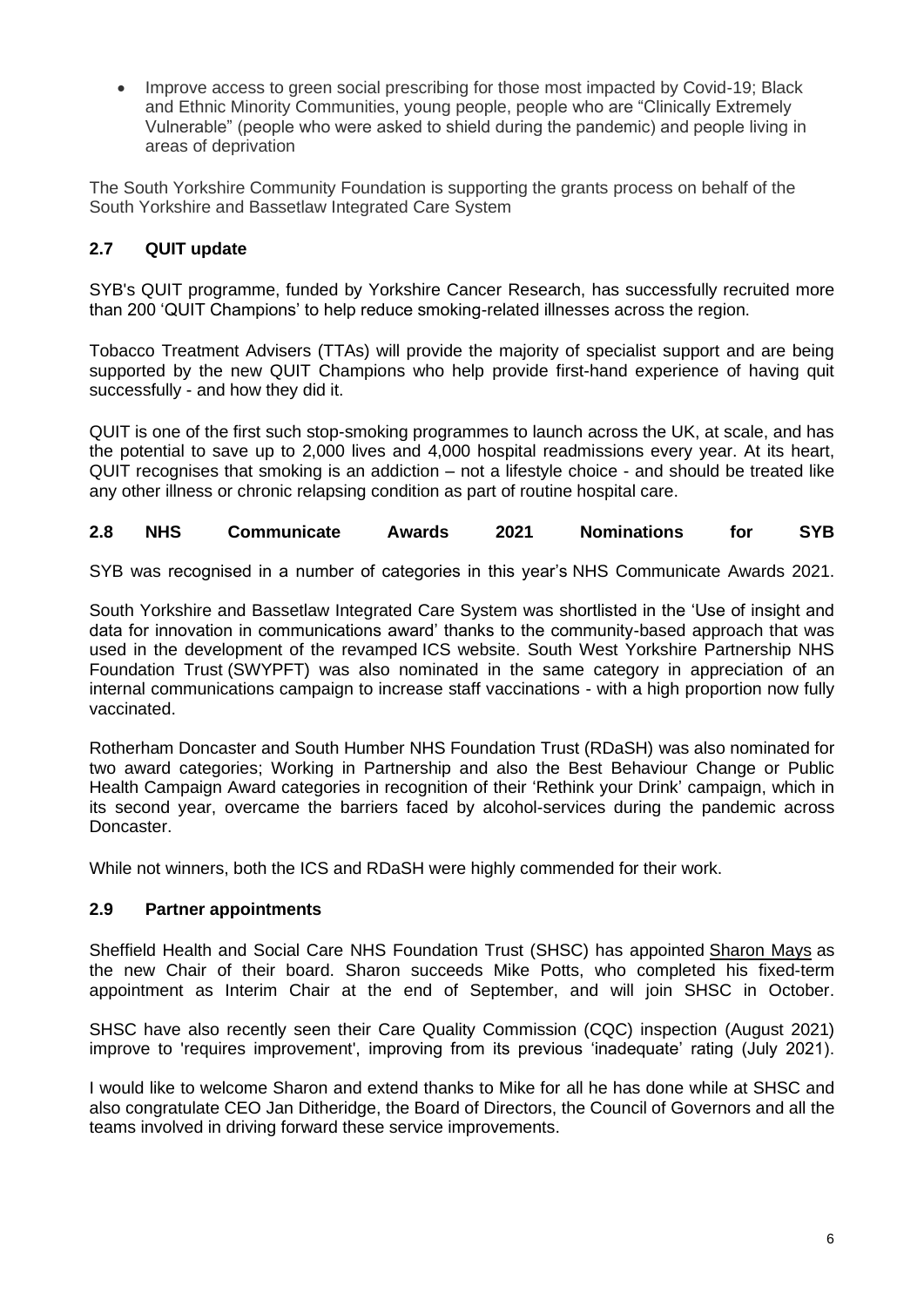- Improve access to green social prescribing for those most impacted by Covid-19; Black and Ethnic Minority Communities, young people, people who are "Clinically Extremely Vulnerable" (people who were asked to shield during the pandemic) and people living in areas of deprivation

The South Yorkshire Community Foundation is supporting the grants process on behalf of the South Yorkshire and Bassetlaw Integrated Care System

### 2.7 QUIT update

SYB's QUIT programme, funded by Yorkshire Cancer Research, has successfully recruited more than 200 'QUIT Champions' to help reduce smoking-related illnesses across the region.

Tobacco Treatment Advisers (TTAs) will provide the majority of specialist support and are being supported by the new QUIT Champions who help provide first-hand experience of having quit successfully - and how they did it.

QUIT is one of the first such stop-smoking programmes to launch across the UK, at scale, and has the potential to save up to 2,000 lives and 4,000 hospital readmissions every year. At its heart, QUIT recognises that smoking is an addiction – not a lifestyle choice - and should be treated like any other illness or chronic relapsing condition as part of routine hospital care.

### 2.8 NHS Communicate Awards 2021 Nominations for SYB

SYB was recognised in a number of categories in this year's NHS Communicate Awards 2021.

South Yorkshire and Bassetlaw Integrated Care System was shortlisted in the 'Use of insight and data for innovation in communications award' thanks to the community-based approach that was used in the development of the revamped ICS website. South West Yorkshire Partnership NHS Foundation Trust (SWYPFT) was also nominated in the same category in appreciation of an internal communications campaign to increase staff vaccinations - with a high proportion now fully vaccinated.

Rotherham Doncaster and South Humber NHS Foundation Trust (RDaSH) was also nominated for two award categories; Working in Partnership and also the Best Behaviour Change or Public Health Campaign Award categories in recognition of their 'Rethink your Drink' campaign, which in its second year, overcame the barriers faced by alcohol-services during the pandemic across Doncaster.

While not winners, both the ICS and RDaSH were highly commended for their work.

### 2.9 Partner appointments

Sheffield Health and Social Care NHS Foundation Trust (SHSC) has appointed Sharon Mays as the new Chair of their board. Sharon succeeds Mike Potts, who completed his fixed-term appointment as Interim Chair at the end of September, and will join SHSC in October.

SHSC have also recently seen their Care Quality Commission (CQC) inspection (August 2021) improve to 'requires improvement', improving from its previous 'inadequate' rating (July 2021).

I would like to welcome Sharon and extend thanks to Mike for all he has done while at SHSC and also congratulate CEO Jan Ditheridge, the Board of Directors, the Council of Governors and all the teams involved in driving forward these service improvements.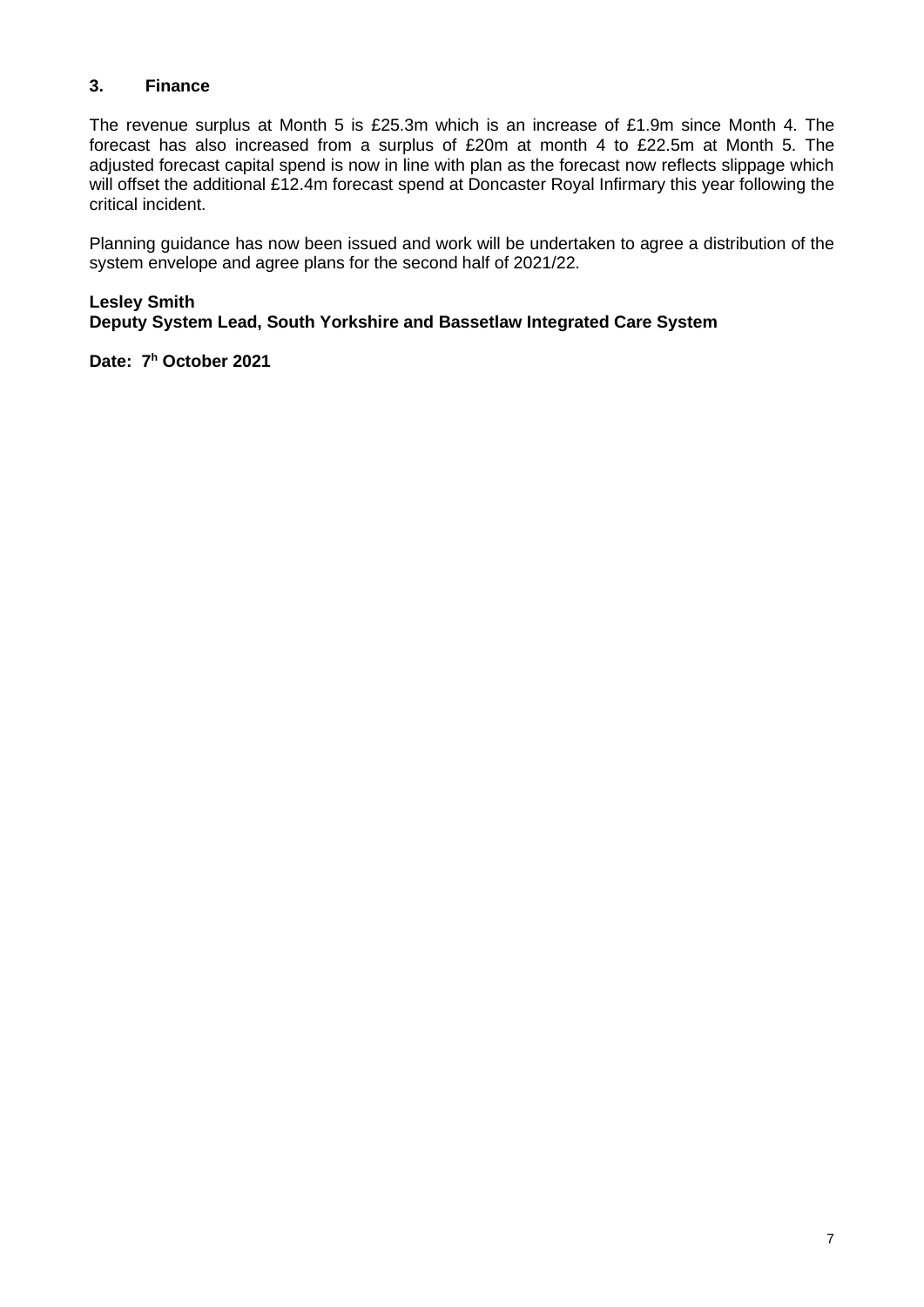### 3. Finance

The revenue surplus at Month 5 is £25.3m which is an increase of £1.9m since Month 4. The forecast has also increased from a surplus of £20m at month 4 to £22.5m at Month 5. The adjusted forecast capital spend is now in line with plan as the forecast now reflects slippage which will offset the additional £12.4m forecast spend at Doncaster Royal Infirmary this year following the critical incident.

Planning guidance has now been issued and work will be undertaken to agree a distribution of the system envelope and agree plans for the second half of 2021/22.

**Lesley Smith**
**Deputy System Lead, South Yorkshire and Bassetlaw Integrated Care System**

**Date: 7h October 2021**